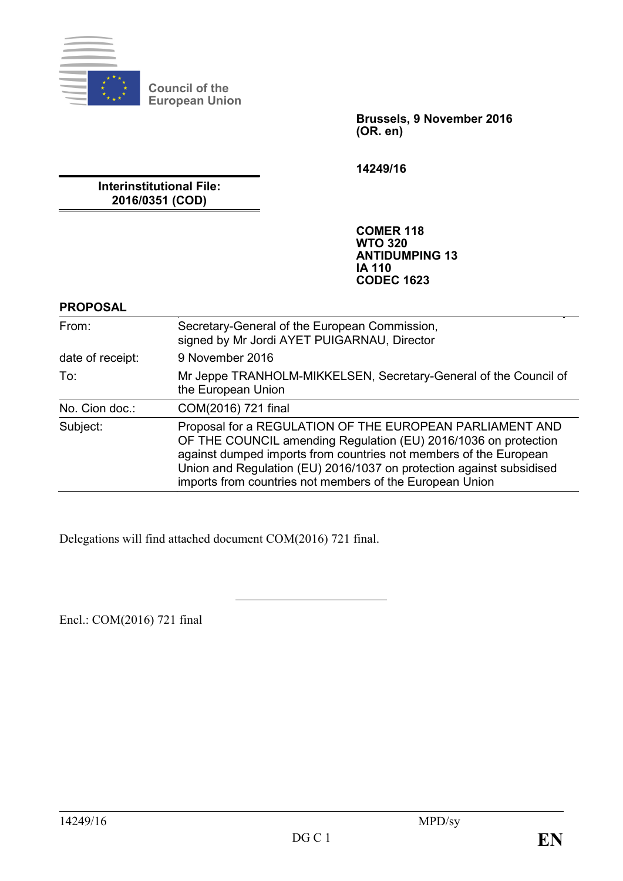**Council of the European Union**

**Brussels, 9 November 2016**
**(OR. en)**

**14249/16**

**Interinstitutional File:**
**2016/0351 (COD)**

**COMER 118**
**WTO 320**
**ANTIDUMPING 13**
**IA 110**
**CODEC 1623**

**PROPOSAL**

| | |
|---|---|
| From: | Secretary-General of the European Commission, signed by Mr Jordi AYET PUIGARNAU, Director |
| date of receipt: | 9 November 2016 |
| To: | Mr Jeppe TRANHOLM-MIKKELSEN, Secretary-General of the Council of the European Union |
| No. Cion doc.: | COM(2016) 721 final |
| Subject: | Proposal for a REGULATION OF THE EUROPEAN PARLIAMENT AND OF THE COUNCIL amending Regulation (EU) 2016/1036 on protection against dumped imports from countries not members of the European Union and Regulation (EU) 2016/1037 on protection against subsidised imports from countries not members of the European Union |

Delegations will find attached document COM(2016) 721 final.

---

Encl.: COM(2016) 721 final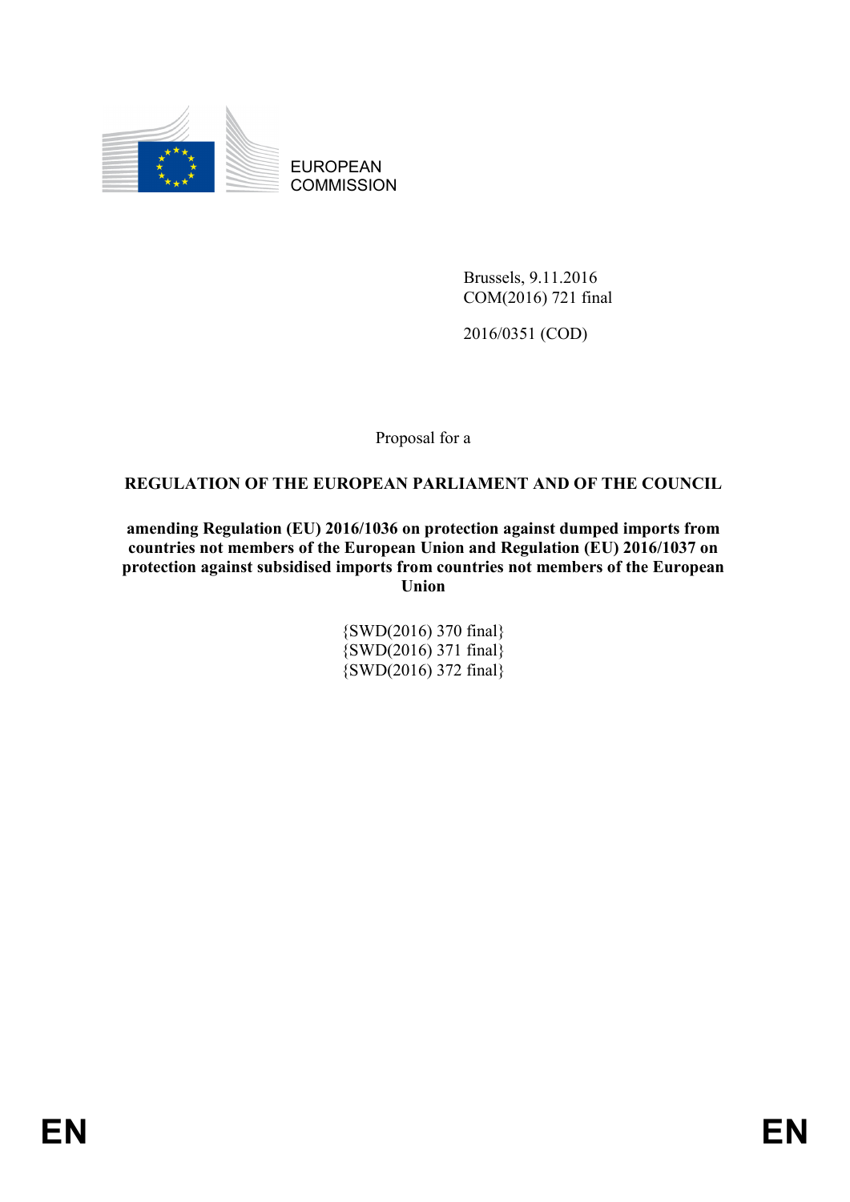EUROPEAN COMMISSION

Brussels, 9.11.2016
COM(2016) 721 final

2016/0351 (COD)

Proposal for a

**REGULATION OF THE EUROPEAN PARLIAMENT AND OF THE COUNCIL**

**amending Regulation (EU) 2016/1036 on protection against dumped imports from countries not members of the European Union and Regulation (EU) 2016/1037 on protection against subsidised imports from countries not members of the European Union**

{SWD(2016) 370 final}
{SWD(2016) 371 final}
{SWD(2016) 372 final}

EN EN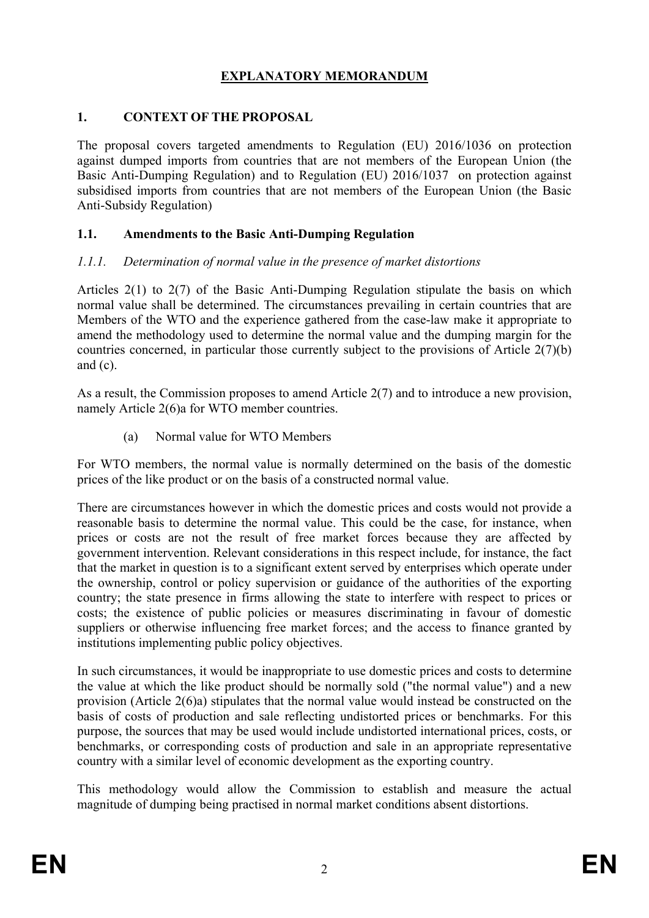# EXPLANATORY MEMORANDUM

## 1. CONTEXT OF THE PROPOSAL

The proposal covers targeted amendments to Regulation (EU) 2016/1036 on protection against dumped imports from countries that are not members of the European Union (the Basic Anti-Dumping Regulation) and to Regulation (EU) 2016/1037 on protection against subsidised imports from countries that are not members of the European Union (the Basic Anti-Subsidy Regulation)

### 1.1. Amendments to the Basic Anti-Dumping Regulation

#### *1.1.1. Determination of normal value in the presence of market distortions*

Articles 2(1) to 2(7) of the Basic Anti-Dumping Regulation stipulate the basis on which normal value shall be determined. The circumstances prevailing in certain countries that are Members of the WTO and the experience gathered from the case-law make it appropriate to amend the methodology used to determine the normal value and the dumping margin for the countries concerned, in particular those currently subject to the provisions of Article 2(7)(b) and (c).

As a result, the Commission proposes to amend Article 2(7) and to introduce a new provision, namely Article 2(6)a for WTO member countries.

(a) Normal value for WTO Members

For WTO members, the normal value is normally determined on the basis of the domestic prices of the like product or on the basis of a constructed normal value.

There are circumstances however in which the domestic prices and costs would not provide a reasonable basis to determine the normal value. This could be the case, for instance, when prices or costs are not the result of free market forces because they are affected by government intervention. Relevant considerations in this respect include, for instance, the fact that the market in question is to a significant extent served by enterprises which operate under the ownership, control or policy supervision or guidance of the authorities of the exporting country; the state presence in firms allowing the state to interfere with respect to prices or costs; the existence of public policies or measures discriminating in favour of domestic suppliers or otherwise influencing free market forces; and the access to finance granted by institutions implementing public policy objectives.

In such circumstances, it would be inappropriate to use domestic prices and costs to determine the value at which the like product should be normally sold ("the normal value") and a new provision (Article 2(6)a) stipulates that the normal value would instead be constructed on the basis of costs of production and sale reflecting undistorted prices or benchmarks. For this purpose, the sources that may be used would include undistorted international prices, costs, or benchmarks, or corresponding costs of production and sale in an appropriate representative country with a similar level of economic development as the exporting country.

This methodology would allow the Commission to establish and measure the actual magnitude of dumping being practised in normal market conditions absent distortions.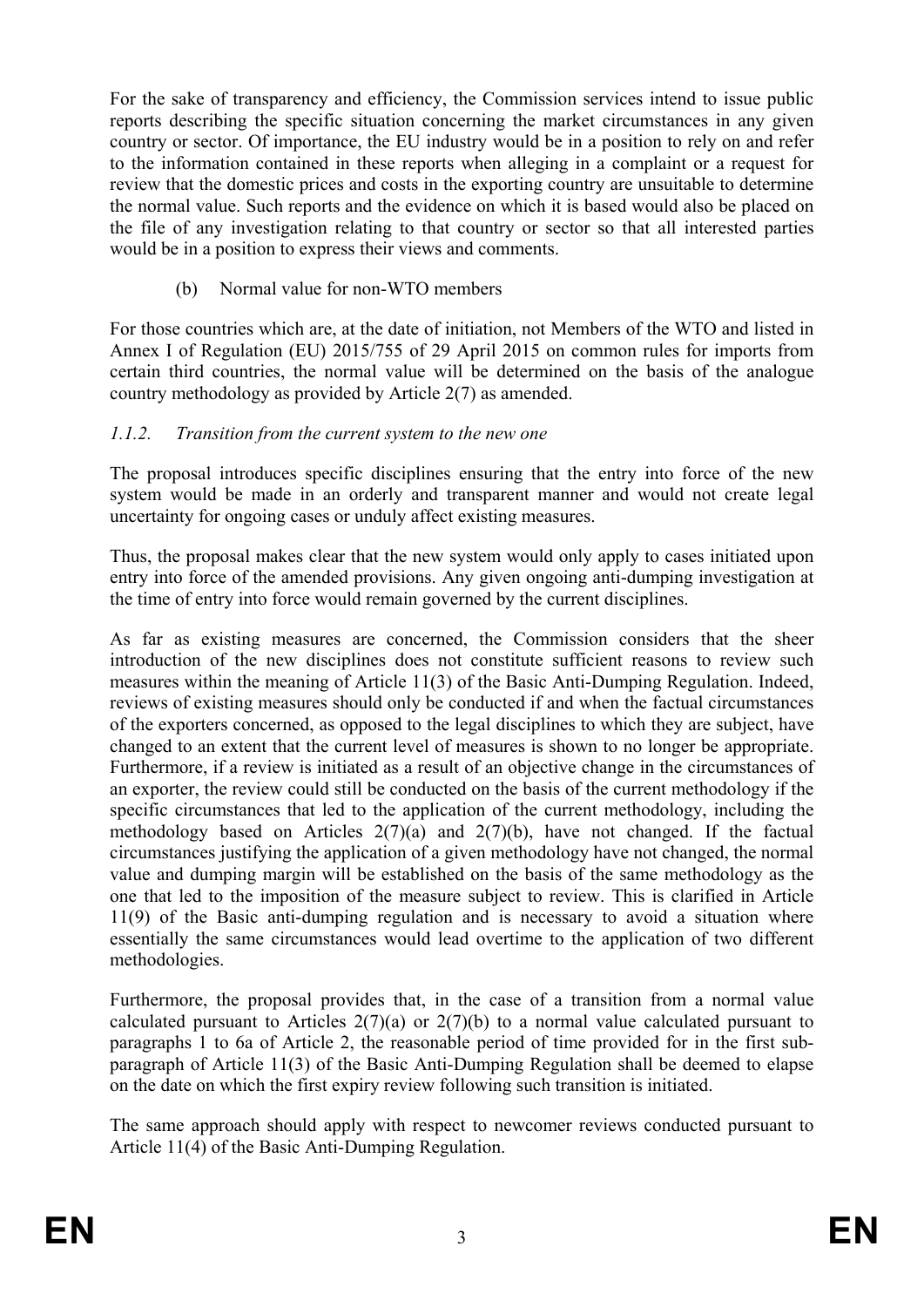For the sake of transparency and efficiency, the Commission services intend to issue public reports describing the specific situation concerning the market circumstances in any given country or sector. Of importance, the EU industry would be in a position to rely on and refer to the information contained in these reports when alleging in a complaint or a request for review that the domestic prices and costs in the exporting country are unsuitable to determine the normal value. Such reports and the evidence on which it is based would also be placed on the file of any investigation relating to that country or sector so that all interested parties would be in a position to express their views and comments.

(b) Normal value for non-WTO members

For those countries which are, at the date of initiation, not Members of the WTO and listed in Annex I of Regulation (EU) 2015/755 of 29 April 2015 on common rules for imports from certain third countries, the normal value will be determined on the basis of the analogue country methodology as provided by Article 2(7) as amended.

### *1.1.2. Transition from the current system to the new one*

The proposal introduces specific disciplines ensuring that the entry into force of the new system would be made in an orderly and transparent manner and would not create legal uncertainty for ongoing cases or unduly affect existing measures.

Thus, the proposal makes clear that the new system would only apply to cases initiated upon entry into force of the amended provisions. Any given ongoing anti-dumping investigation at the time of entry into force would remain governed by the current disciplines.

As far as existing measures are concerned, the Commission considers that the sheer introduction of the new disciplines does not constitute sufficient reasons to review such measures within the meaning of Article 11(3) of the Basic Anti-Dumping Regulation. Indeed, reviews of existing measures should only be conducted if and when the factual circumstances of the exporters concerned, as opposed to the legal disciplines to which they are subject, have changed to an extent that the current level of measures is shown to no longer be appropriate. Furthermore, if a review is initiated as a result of an objective change in the circumstances of an exporter, the review could still be conducted on the basis of the current methodology if the specific circumstances that led to the application of the current methodology, including the methodology based on Articles 2(7)(a) and 2(7)(b), have not changed. If the factual circumstances justifying the application of a given methodology have not changed, the normal value and dumping margin will be established on the basis of the same methodology as the one that led to the imposition of the measure subject to review. This is clarified in Article 11(9) of the Basic anti-dumping regulation and is necessary to avoid a situation where essentially the same circumstances would lead overtime to the application of two different methodologies.

Furthermore, the proposal provides that, in the case of a transition from a normal value calculated pursuant to Articles 2(7)(a) or 2(7)(b) to a normal value calculated pursuant to paragraphs 1 to 6a of Article 2, the reasonable period of time provided for in the first sub-paragraph of Article 11(3) of the Basic Anti-Dumping Regulation shall be deemed to elapse on the date on which the first expiry review following such transition is initiated.

The same approach should apply with respect to newcomer reviews conducted pursuant to Article 11(4) of the Basic Anti-Dumping Regulation.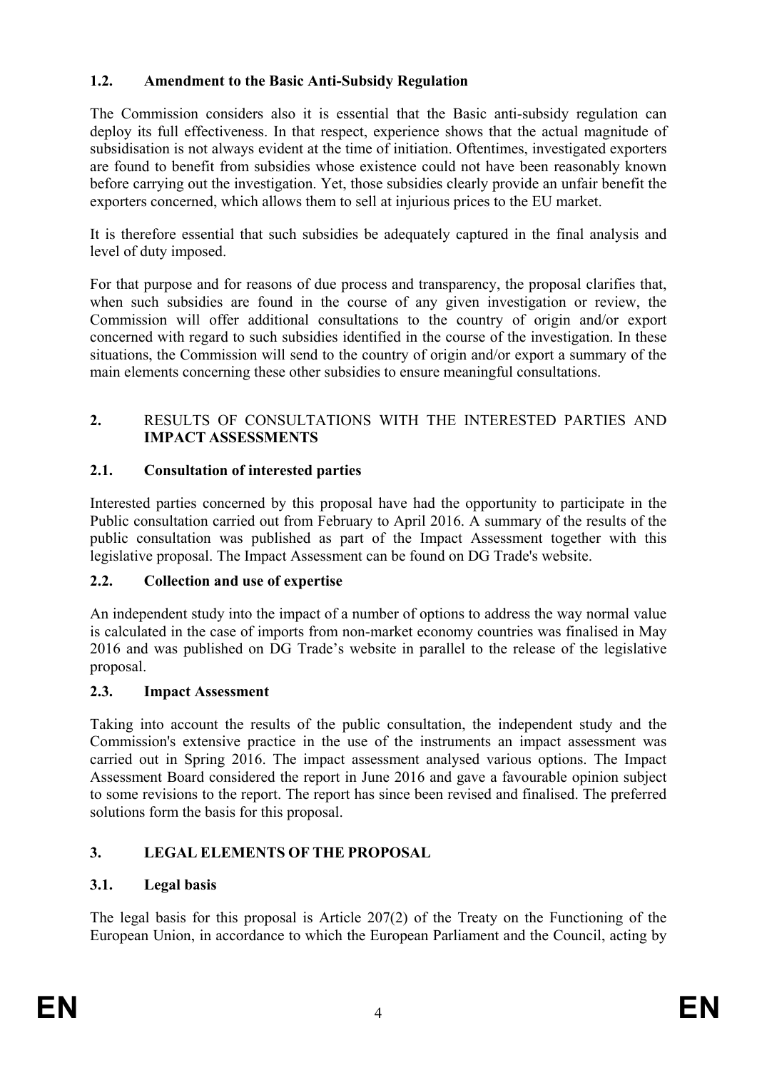### 1.2. Amendment to the Basic Anti-Subsidy Regulation

The Commission considers also it is essential that the Basic anti-subsidy regulation can deploy its full effectiveness. In that respect, experience shows that the actual magnitude of subsidisation is not always evident at the time of initiation. Oftentimes, investigated exporters are found to benefit from subsidies whose existence could not have been reasonably known before carrying out the investigation. Yet, those subsidies clearly provide an unfair benefit the exporters concerned, which allows them to sell at injurious prices to the EU market.

It is therefore essential that such subsidies be adequately captured in the final analysis and level of duty imposed.

For that purpose and for reasons of due process and transparency, the proposal clarifies that, when such subsidies are found in the course of any given investigation or review, the Commission will offer additional consultations to the country of origin and/or export concerned with regard to such subsidies identified in the course of the investigation. In these situations, the Commission will send to the country of origin and/or export a summary of the main elements concerning these other subsidies to ensure meaningful consultations.

## 2. RESULTS OF CONSULTATIONS WITH THE INTERESTED PARTIES AND IMPACT ASSESSMENTS

### 2.1. Consultation of interested parties

Interested parties concerned by this proposal have had the opportunity to participate in the Public consultation carried out from February to April 2016. A summary of the results of the public consultation was published as part of the Impact Assessment together with this legislative proposal. The Impact Assessment can be found on DG Trade's website.

### 2.2. Collection and use of expertise

An independent study into the impact of a number of options to address the way normal value is calculated in the case of imports from non-market economy countries was finalised in May 2016 and was published on DG Trade's website in parallel to the release of the legislative proposal.

### 2.3. Impact Assessment

Taking into account the results of the public consultation, the independent study and the Commission's extensive practice in the use of the instruments an impact assessment was carried out in Spring 2016. The impact assessment analysed various options. The Impact Assessment Board considered the report in June 2016 and gave a favourable opinion subject to some revisions to the report. The report has since been revised and finalised. The preferred solutions form the basis for this proposal.

## 3. LEGAL ELEMENTS OF THE PROPOSAL

### 3.1. Legal basis

The legal basis for this proposal is Article 207(2) of the Treaty on the Functioning of the European Union, in accordance to which the European Parliament and the Council, acting by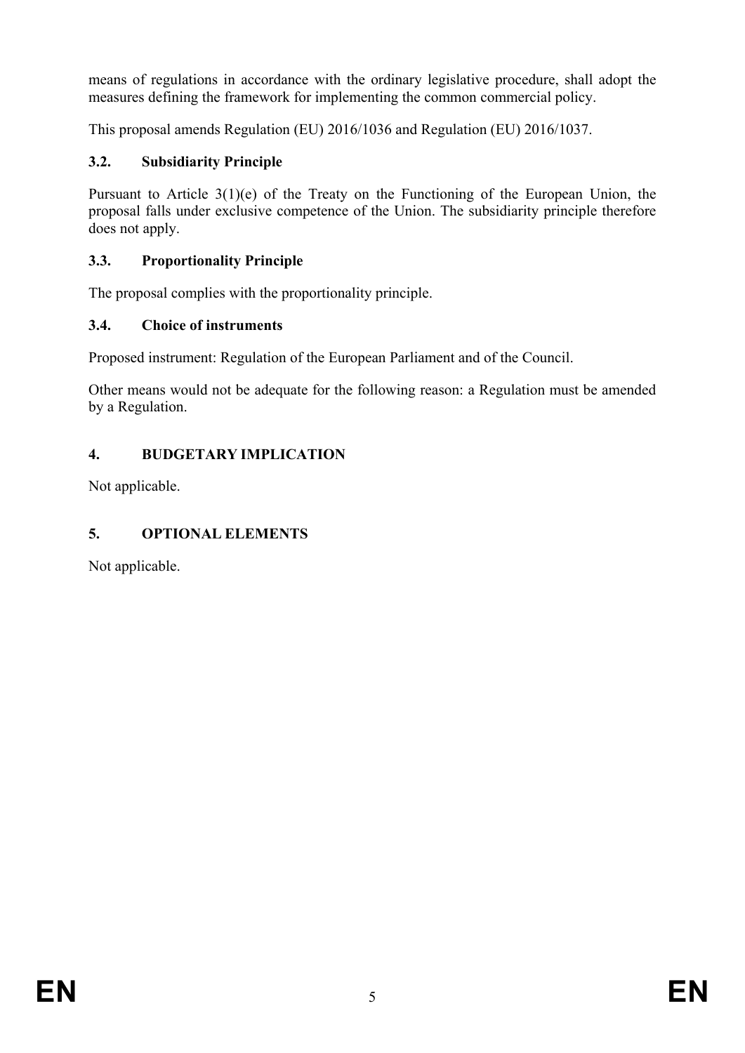means of regulations in accordance with the ordinary legislative procedure, shall adopt the measures defining the framework for implementing the common commercial policy.

This proposal amends Regulation (EU) 2016/1036 and Regulation (EU) 2016/1037.

### 3.2. Subsidiarity Principle

Pursuant to Article 3(1)(e) of the Treaty on the Functioning of the European Union, the proposal falls under exclusive competence of the Union. The subsidiarity principle therefore does not apply.

### 3.3. Proportionality Principle

The proposal complies with the proportionality principle.

### 3.4. Choice of instruments

Proposed instrument: Regulation of the European Parliament and of the Council.

Other means would not be adequate for the following reason: a Regulation must be amended by a Regulation.

## 4. BUDGETARY IMPLICATION

Not applicable.

## 5. OPTIONAL ELEMENTS

Not applicable.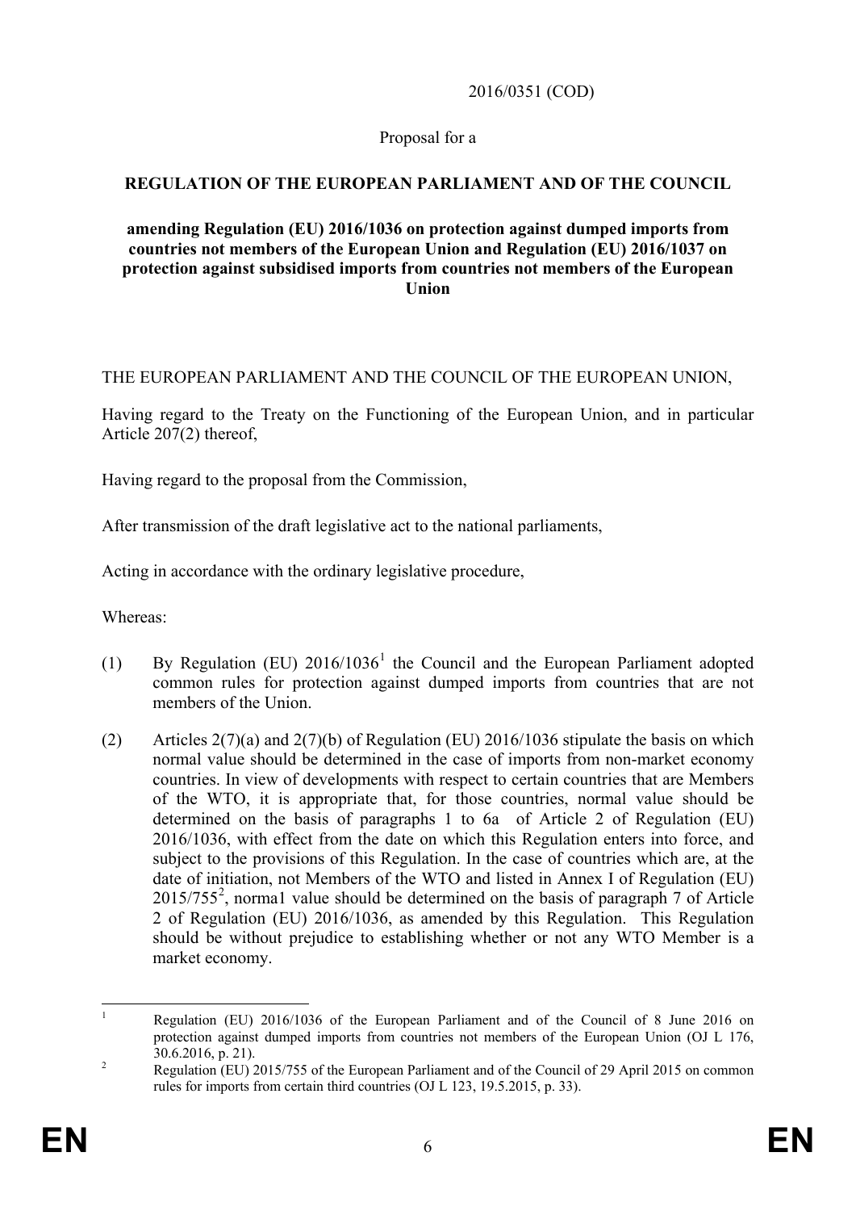2016/0351 (COD)

Proposal for a

**REGULATION OF THE EUROPEAN PARLIAMENT AND OF THE COUNCIL**

**amending Regulation (EU) 2016/1036 on protection against dumped imports from countries not members of the European Union and Regulation (EU) 2016/1037 on protection against subsidised imports from countries not members of the European Union**

THE EUROPEAN PARLIAMENT AND THE COUNCIL OF THE EUROPEAN UNION,

Having regard to the Treaty on the Functioning of the European Union, and in particular Article 207(2) thereof,

Having regard to the proposal from the Commission,

After transmission of the draft legislative act to the national parliaments,

Acting in accordance with the ordinary legislative procedure,

Whereas:

(1) By Regulation (EU) 2016/1036[1] the Council and the European Parliament adopted common rules for protection against dumped imports from countries that are not members of the Union.

(2) Articles 2(7)(a) and 2(7)(b) of Regulation (EU) 2016/1036 stipulate the basis on which normal value should be determined in the case of imports from non-market economy countries. In view of developments with respect to certain countries that are Members of the WTO, it is appropriate that, for those countries, normal value should be determined on the basis of paragraphs 1 to 6a of Article 2 of Regulation (EU) 2016/1036, with effect from the date on which this Regulation enters into force, and subject to the provisions of this Regulation. In the case of countries which are, at the date of initiation, not Members of the WTO and listed in Annex I of Regulation (EU) 2015/755[2], norma1 value should be determined on the basis of paragraph 7 of Article 2 of Regulation (EU) 2016/1036, as amended by this Regulation. This Regulation should be without prejudice to establishing whether or not any WTO Member is a market economy.

---

[1] Regulation (EU) 2016/1036 of the European Parliament and of the Council of 8 June 2016 on protection against dumped imports from countries not members of the European Union (OJ L 176, 30.6.2016, p. 21).

[2] Regulation (EU) 2015/755 of the European Parliament and of the Council of 29 April 2015 on common rules for imports from certain third countries (OJ L 123, 19.5.2015, p. 33).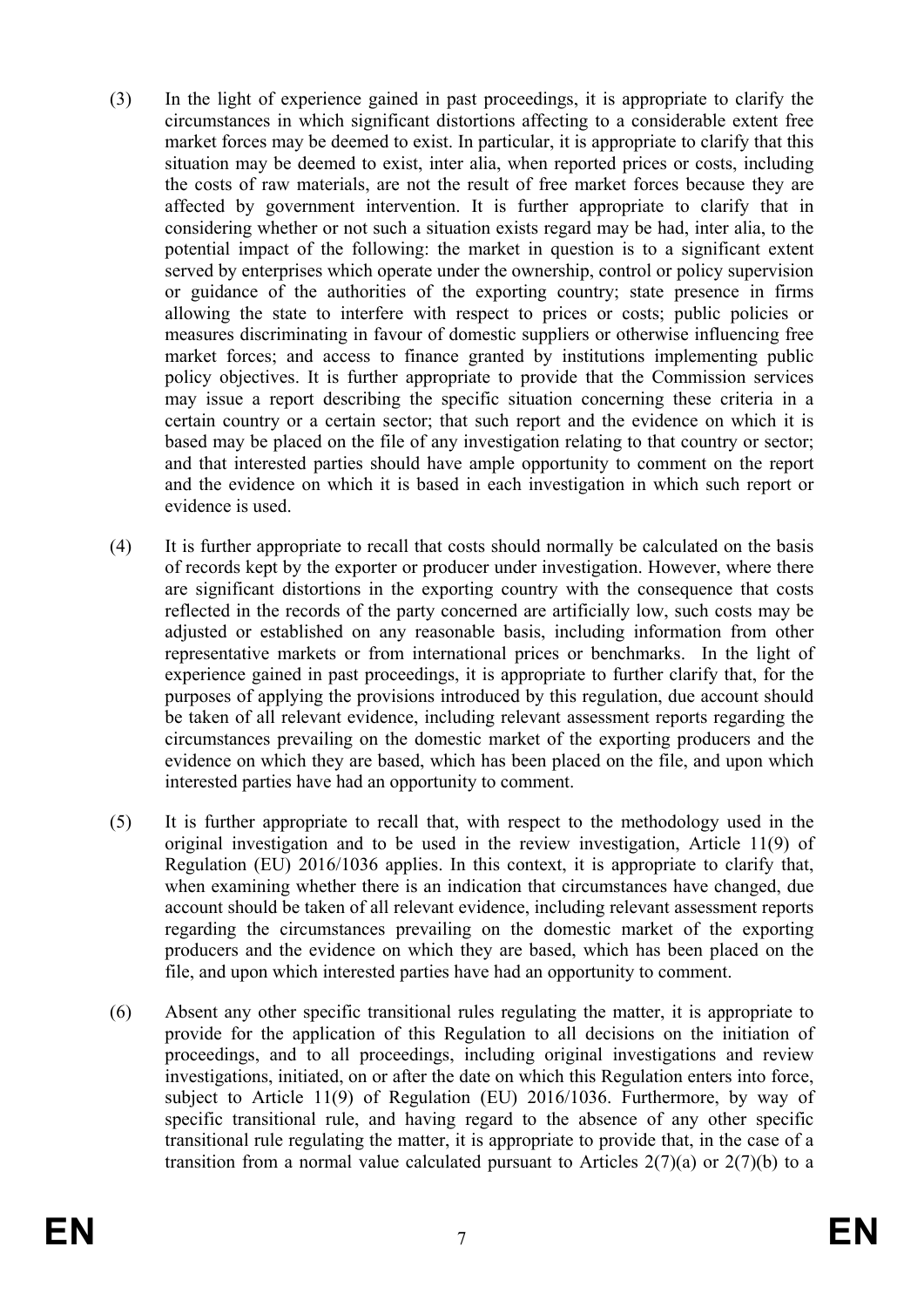(3) In the light of experience gained in past proceedings, it is appropriate to clarify the circumstances in which significant distortions affecting to a considerable extent free market forces may be deemed to exist. In particular, it is appropriate to clarify that this situation may be deemed to exist, inter alia, when reported prices or costs, including the costs of raw materials, are not the result of free market forces because they are affected by government intervention. It is further appropriate to clarify that in considering whether or not such a situation exists regard may be had, inter alia, to the potential impact of the following: the market in question is to a significant extent served by enterprises which operate under the ownership, control or policy supervision or guidance of the authorities of the exporting country; state presence in firms allowing the state to interfere with respect to prices or costs; public policies or measures discriminating in favour of domestic suppliers or otherwise influencing free market forces; and access to finance granted by institutions implementing public policy objectives. It is further appropriate to provide that the Commission services may issue a report describing the specific situation concerning these criteria in a certain country or a certain sector; that such report and the evidence on which it is based may be placed on the file of any investigation relating to that country or sector; and that interested parties should have ample opportunity to comment on the report and the evidence on which it is based in each investigation in which such report or evidence is used.

(4) It is further appropriate to recall that costs should normally be calculated on the basis of records kept by the exporter or producer under investigation. However, where there are significant distortions in the exporting country with the consequence that costs reflected in the records of the party concerned are artificially low, such costs may be adjusted or established on any reasonable basis, including information from other representative markets or from international prices or benchmarks. In the light of experience gained in past proceedings, it is appropriate to further clarify that, for the purposes of applying the provisions introduced by this regulation, due account should be taken of all relevant evidence, including relevant assessment reports regarding the circumstances prevailing on the domestic market of the exporting producers and the evidence on which they are based, which has been placed on the file, and upon which interested parties have had an opportunity to comment.

(5) It is further appropriate to recall that, with respect to the methodology used in the original investigation and to be used in the review investigation, Article 11(9) of Regulation (EU) 2016/1036 applies. In this context, it is appropriate to clarify that, when examining whether there is an indication that circumstances have changed, due account should be taken of all relevant evidence, including relevant assessment reports regarding the circumstances prevailing on the domestic market of the exporting producers and the evidence on which they are based, which has been placed on the file, and upon which interested parties have had an opportunity to comment.

(6) Absent any other specific transitional rules regulating the matter, it is appropriate to provide for the application of this Regulation to all decisions on the initiation of proceedings, and to all proceedings, including original investigations and review investigations, initiated, on or after the date on which this Regulation enters into force, subject to Article 11(9) of Regulation (EU) 2016/1036. Furthermore, by way of specific transitional rule, and having regard to the absence of any other specific transitional rule regulating the matter, it is appropriate to provide that, in the case of a transition from a normal value calculated pursuant to Articles 2(7)(a) or 2(7)(b) to a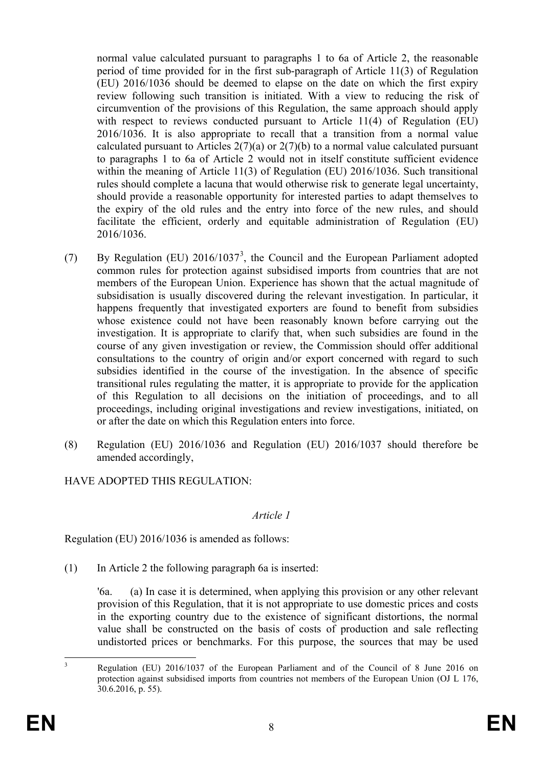normal value calculated pursuant to paragraphs 1 to 6a of Article 2, the reasonable period of time provided for in the first sub-paragraph of Article 11(3) of Regulation (EU) 2016/1036 should be deemed to elapse on the date on which the first expiry review following such transition is initiated. With a view to reducing the risk of circumvention of the provisions of this Regulation, the same approach should apply with respect to reviews conducted pursuant to Article 11(4) of Regulation (EU) 2016/1036. It is also appropriate to recall that a transition from a normal value calculated pursuant to Articles 2(7)(a) or 2(7)(b) to a normal value calculated pursuant to paragraphs 1 to 6a of Article 2 would not in itself constitute sufficient evidence within the meaning of Article 11(3) of Regulation (EU) 2016/1036. Such transitional rules should complete a lacuna that would otherwise risk to generate legal uncertainty, should provide a reasonable opportunity for interested parties to adapt themselves to the expiry of the old rules and the entry into force of the new rules, and should facilitate the efficient, orderly and equitable administration of Regulation (EU) 2016/1036.

(7) By Regulation (EU) 2016/1037[3], the Council and the European Parliament adopted common rules for protection against subsidised imports from countries that are not members of the European Union. Experience has shown that the actual magnitude of subsidisation is usually discovered during the relevant investigation. In particular, it happens frequently that investigated exporters are found to benefit from subsidies whose existence could not have been reasonably known before carrying out the investigation. It is appropriate to clarify that, when such subsidies are found in the course of any given investigation or review, the Commission should offer additional consultations to the country of origin and/or export concerned with regard to such subsidies identified in the course of the investigation. In the absence of specific transitional rules regulating the matter, it is appropriate to provide for the application of this Regulation to all decisions on the initiation of proceedings, and to all proceedings, including original investigations and review investigations, initiated, on or after the date on which this Regulation enters into force.

(8) Regulation (EU) 2016/1036 and Regulation (EU) 2016/1037 should therefore be amended accordingly,

HAVE ADOPTED THIS REGULATION:

*Article 1*

Regulation (EU) 2016/1036 is amended as follows:

(1) In Article 2 the following paragraph 6a is inserted:

'6a. (a) In case it is determined, when applying this provision or any other relevant provision of this Regulation, that it is not appropriate to use domestic prices and costs in the exporting country due to the existence of significant distortions, the normal value shall be constructed on the basis of costs of production and sale reflecting undistorted prices or benchmarks. For this purpose, the sources that may be used

[3] Regulation (EU) 2016/1037 of the European Parliament and of the Council of 8 June 2016 on protection against subsidised imports from countries not members of the European Union (OJ L 176, 30.6.2016, p. 55).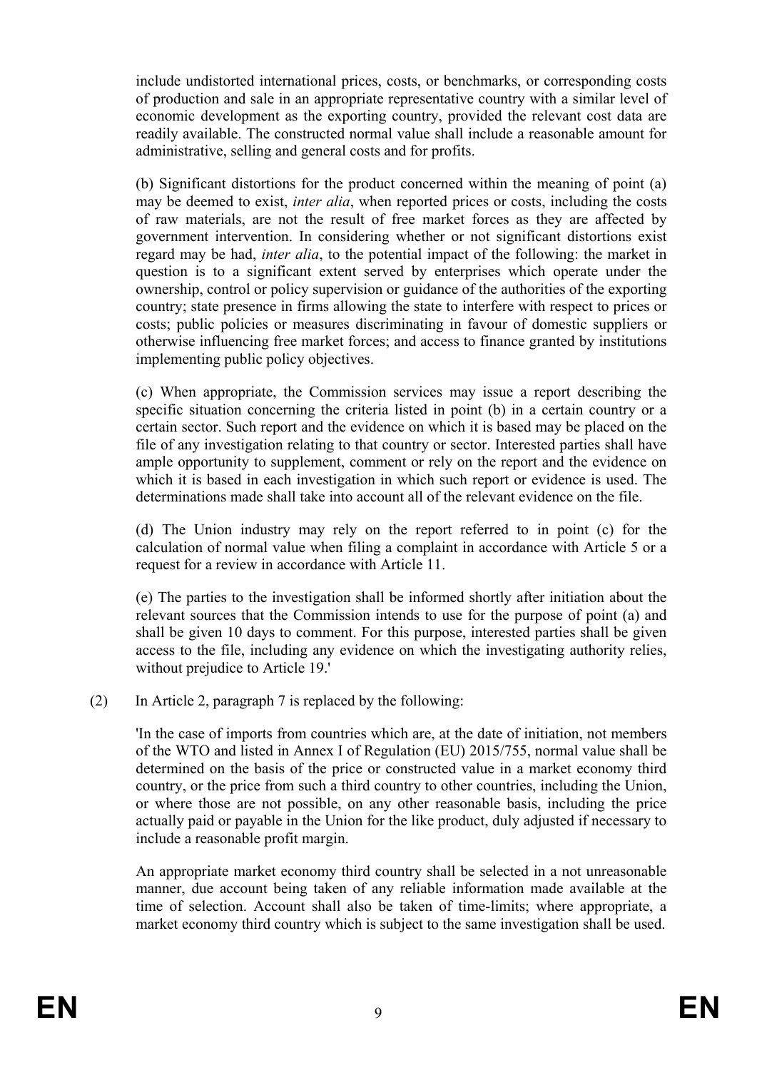include undistorted international prices, costs, or benchmarks, or corresponding costs of production and sale in an appropriate representative country with a similar level of economic development as the exporting country, provided the relevant cost data are readily available. The constructed normal value shall include a reasonable amount for administrative, selling and general costs and for profits.

(b) Significant distortions for the product concerned within the meaning of point (a) may be deemed to exist, *inter alia*, when reported prices or costs, including the costs of raw materials, are not the result of free market forces as they are affected by government intervention. In considering whether or not significant distortions exist regard may be had, *inter alia*, to the potential impact of the following: the market in question is to a significant extent served by enterprises which operate under the ownership, control or policy supervision or guidance of the authorities of the exporting country; state presence in firms allowing the state to interfere with respect to prices or costs; public policies or measures discriminating in favour of domestic suppliers or otherwise influencing free market forces; and access to finance granted by institutions implementing public policy objectives.

(c) When appropriate, the Commission services may issue a report describing the specific situation concerning the criteria listed in point (b) in a certain country or a certain sector. Such report and the evidence on which it is based may be placed on the file of any investigation relating to that country or sector. Interested parties shall have ample opportunity to supplement, comment or rely on the report and the evidence on which it is based in each investigation in which such report or evidence is used. The determinations made shall take into account all of the relevant evidence on the file.

(d) The Union industry may rely on the report referred to in point (c) for the calculation of normal value when filing a complaint in accordance with Article 5 or a request for a review in accordance with Article 11.

(e) The parties to the investigation shall be informed shortly after initiation about the relevant sources that the Commission intends to use for the purpose of point (a) and shall be given 10 days to comment. For this purpose, interested parties shall be given access to the file, including any evidence on which the investigating authority relies, without prejudice to Article 19.'

(2) In Article 2, paragraph 7 is replaced by the following:

'In the case of imports from countries which are, at the date of initiation, not members of the WTO and listed in Annex I of Regulation (EU) 2015/755, normal value shall be determined on the basis of the price or constructed value in a market economy third country, or the price from such a third country to other countries, including the Union, or where those are not possible, on any other reasonable basis, including the price actually paid or payable in the Union for the like product, duly adjusted if necessary to include a reasonable profit margin.

An appropriate market economy third country shall be selected in a not unreasonable manner, due account being taken of any reliable information made available at the time of selection. Account shall also be taken of time-limits; where appropriate, a market economy third country which is subject to the same investigation shall be used.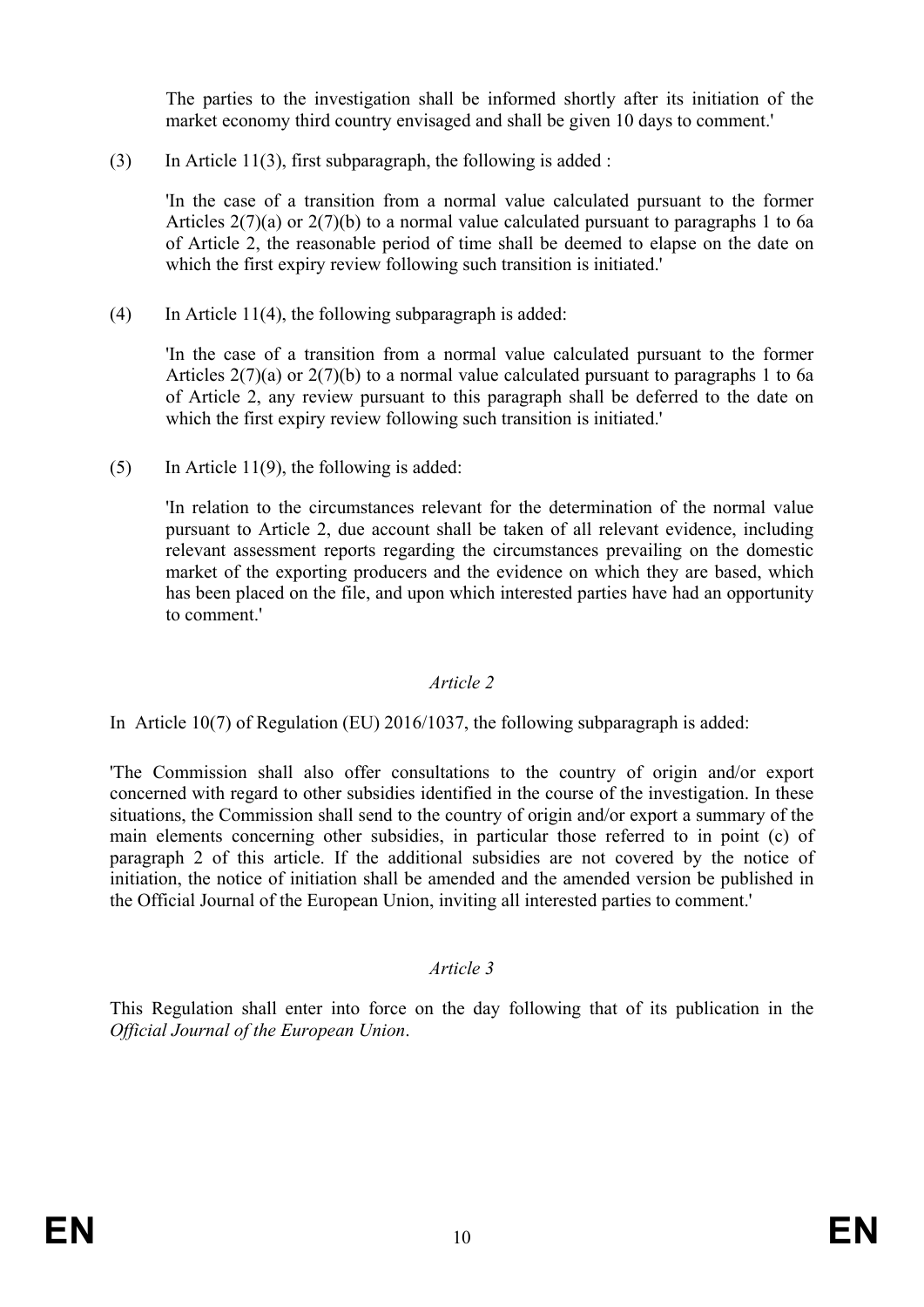The parties to the investigation shall be informed shortly after its initiation of the market economy third country envisaged and shall be given 10 days to comment.'

(3) In Article 11(3), first subparagraph, the following is added :

'In the case of a transition from a normal value calculated pursuant to the former Articles 2(7)(a) or 2(7)(b) to a normal value calculated pursuant to paragraphs 1 to 6a of Article 2, the reasonable period of time shall be deemed to elapse on the date on which the first expiry review following such transition is initiated.'

(4) In Article 11(4), the following subparagraph is added:

'In the case of a transition from a normal value calculated pursuant to the former Articles 2(7)(a) or 2(7)(b) to a normal value calculated pursuant to paragraphs 1 to 6a of Article 2, any review pursuant to this paragraph shall be deferred to the date on which the first expiry review following such transition is initiated.'

(5) In Article 11(9), the following is added:

'In relation to the circumstances relevant for the determination of the normal value pursuant to Article 2, due account shall be taken of all relevant evidence, including relevant assessment reports regarding the circumstances prevailing on the domestic market of the exporting producers and the evidence on which they are based, which has been placed on the file, and upon which interested parties have had an opportunity to comment.'

*Article 2*

In Article 10(7) of Regulation (EU) 2016/1037, the following subparagraph is added:

'The Commission shall also offer consultations to the country of origin and/or export concerned with regard to other subsidies identified in the course of the investigation. In these situations, the Commission shall send to the country of origin and/or export a summary of the main elements concerning other subsidies, in particular those referred to in point (c) of paragraph 2 of this article. If the additional subsidies are not covered by the notice of initiation, the notice of initiation shall be amended and the amended version be published in the Official Journal of the European Union, inviting all interested parties to comment.'

*Article 3*

This Regulation shall enter into force on the day following that of its publication in the *Official Journal of the European Union*.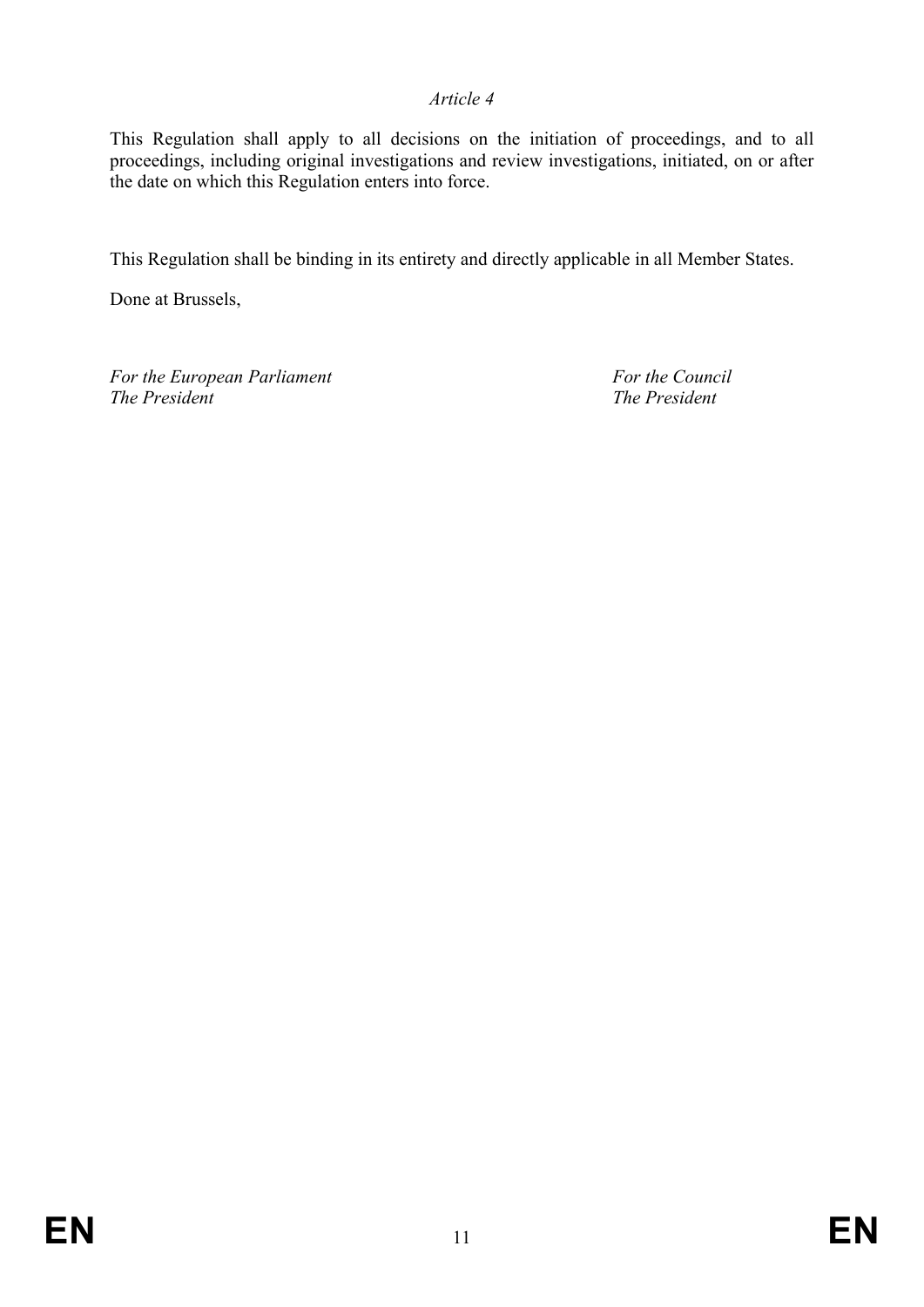*Article 4*

This Regulation shall apply to all decisions on the initiation of proceedings, and to all proceedings, including original investigations and review investigations, initiated, on or after the date on which this Regulation enters into force.

This Regulation shall be binding in its entirety and directly applicable in all Member States.

Done at Brussels,

*For the European Parliament*
*The President*

*For the Council*
*The President*